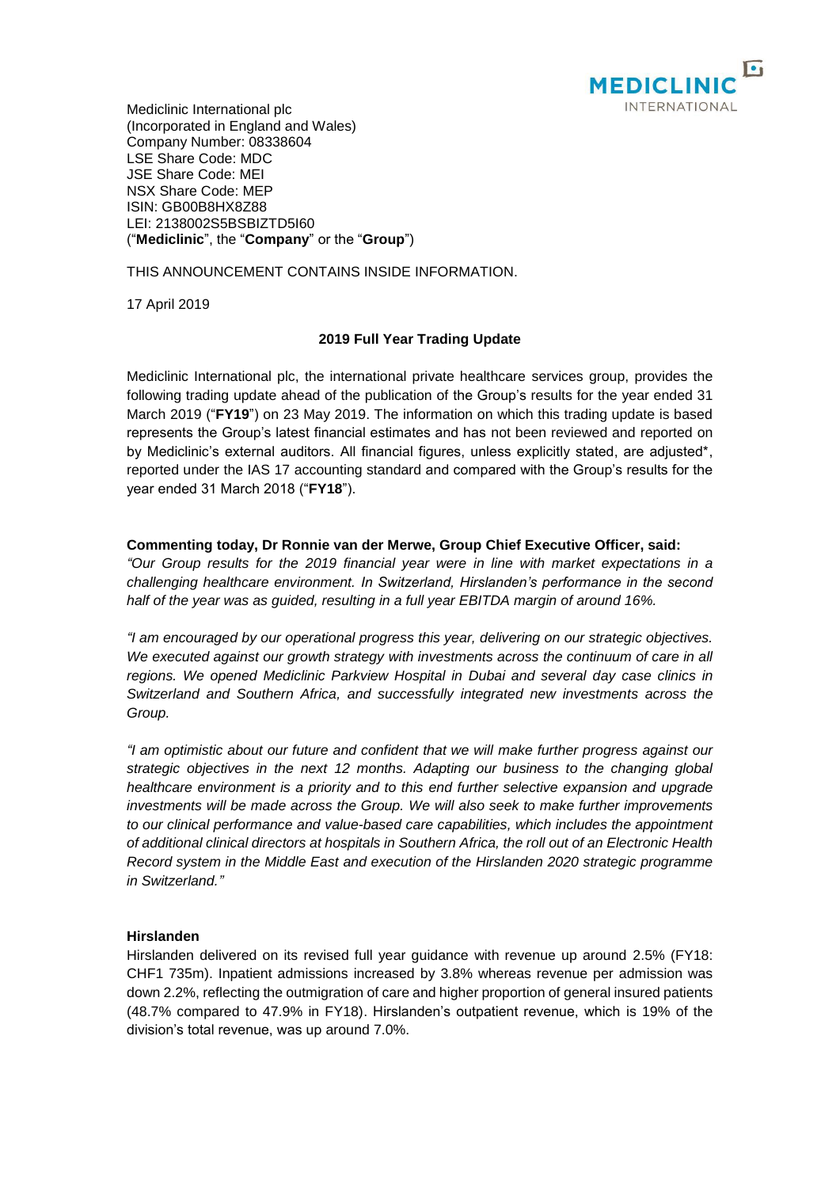Mediclinic International plc
(Incorporated in England and Wales)
Company Number: 08338604
LSE Share Code: MDC
JSE Share Code: MEI
NSX Share Code: MEP
ISIN: GB00B8HX8Z88
LEI: 2138002S5BSBIZTD5I60
("**Mediclinic**", the "**Company**" or the "**Group**")

THIS ANNOUNCEMENT CONTAINS INSIDE INFORMATION.

17 April 2019

## 2019 Full Year Trading Update

Mediclinic International plc, the international private healthcare services group, provides the following trading update ahead of the publication of the Group's results for the year ended 31 March 2019 ("**FY19**") on 23 May 2019. The information on which this trading update is based represents the Group's latest financial estimates and has not been reviewed and reported on by Mediclinic's external auditors. All financial figures, unless explicitly stated, are adjusted*, reported under the IAS 17 accounting standard and compared with the Group's results for the year ended 31 March 2018 ("**FY18**").

**Commenting today, Dr Ronnie van der Merwe, Group Chief Executive Officer, said:**

*"Our Group results for the 2019 financial year were in line with market expectations in a challenging healthcare environment. In Switzerland, Hirslanden's performance in the second half of the year was as guided, resulting in a full year EBITDA margin of around 16%.*

*"I am encouraged by our operational progress this year, delivering on our strategic objectives. We executed against our growth strategy with investments across the continuum of care in all regions. We opened Mediclinic Parkview Hospital in Dubai and several day case clinics in Switzerland and Southern Africa, and successfully integrated new investments across the Group.*

*"I am optimistic about our future and confident that we will make further progress against our strategic objectives in the next 12 months. Adapting our business to the changing global healthcare environment is a priority and to this end further selective expansion and upgrade investments will be made across the Group. We will also seek to make further improvements to our clinical performance and value-based care capabilities, which includes the appointment of additional clinical directors at hospitals in Southern Africa, the roll out of an Electronic Health Record system in the Middle East and execution of the Hirslanden 2020 strategic programme in Switzerland."*

### Hirslanden

Hirslanden delivered on its revised full year guidance with revenue up around 2.5% (FY18: CHF1 735m). Inpatient admissions increased by 3.8% whereas revenue per admission was down 2.2%, reflecting the outmigration of care and higher proportion of general insured patients (48.7% compared to 47.9% in FY18). Hirslanden's outpatient revenue, which is 19% of the division's total revenue, was up around 7.0%.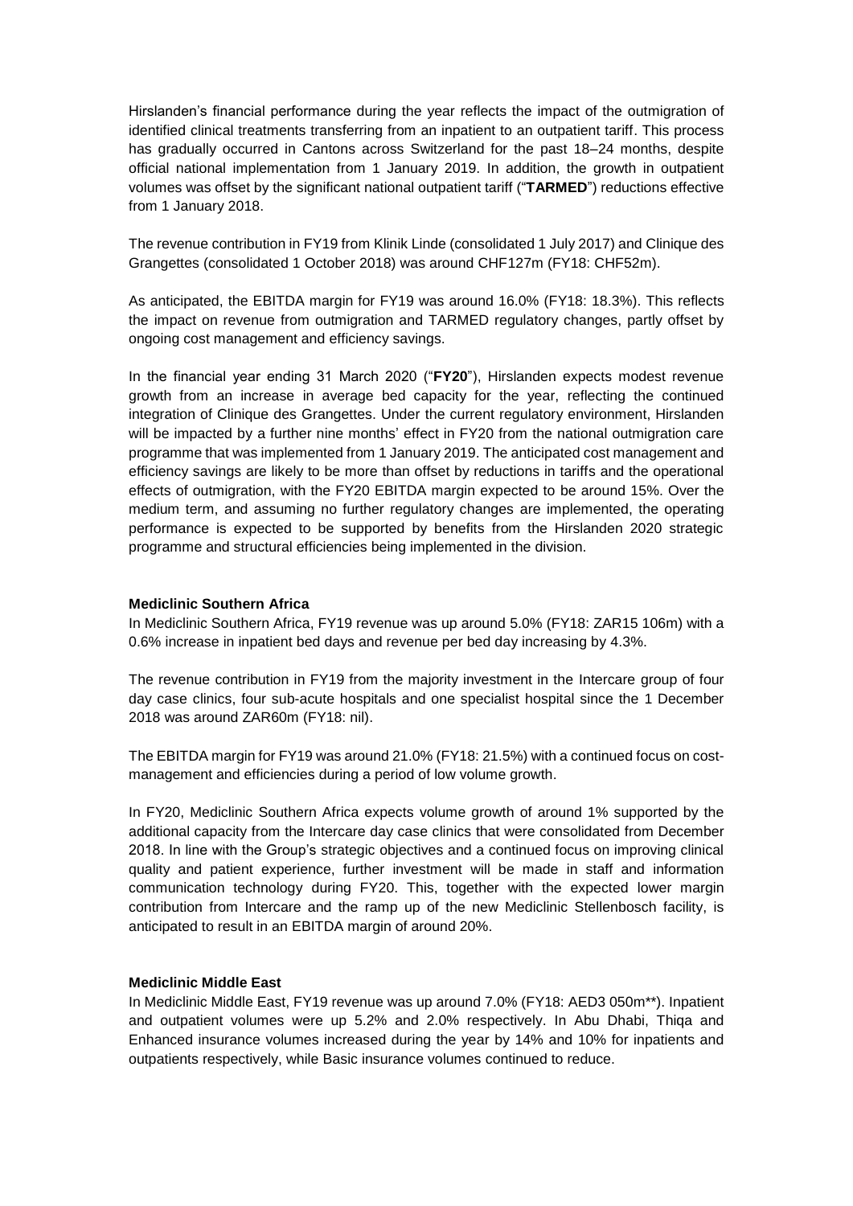Hirslanden's financial performance during the year reflects the impact of the outmigration of identified clinical treatments transferring from an inpatient to an outpatient tariff. This process has gradually occurred in Cantons across Switzerland for the past 18–24 months, despite official national implementation from 1 January 2019. In addition, the growth in outpatient volumes was offset by the significant national outpatient tariff ("**TARMED**") reductions effective from 1 January 2018.

The revenue contribution in FY19 from Klinik Linde (consolidated 1 July 2017) and Clinique des Grangettes (consolidated 1 October 2018) was around CHF127m (FY18: CHF52m).

As anticipated, the EBITDA margin for FY19 was around 16.0% (FY18: 18.3%). This reflects the impact on revenue from outmigration and TARMED regulatory changes, partly offset by ongoing cost management and efficiency savings.

In the financial year ending 31 March 2020 ("**FY20**"), Hirslanden expects modest revenue growth from an increase in average bed capacity for the year, reflecting the continued integration of Clinique des Grangettes. Under the current regulatory environment, Hirslanden will be impacted by a further nine months' effect in FY20 from the national outmigration care programme that was implemented from 1 January 2019. The anticipated cost management and efficiency savings are likely to be more than offset by reductions in tariffs and the operational effects of outmigration, with the FY20 EBITDA margin expected to be around 15%. Over the medium term, and assuming no further regulatory changes are implemented, the operating performance is expected to be supported by benefits from the Hirslanden 2020 strategic programme and structural efficiencies being implemented in the division.

**Mediclinic Southern Africa**

In Mediclinic Southern Africa, FY19 revenue was up around 5.0% (FY18: ZAR15 106m) with a 0.6% increase in inpatient bed days and revenue per bed day increasing by 4.3%.

The revenue contribution in FY19 from the majority investment in the Intercare group of four day case clinics, four sub-acute hospitals and one specialist hospital since the 1 December 2018 was around ZAR60m (FY18: nil).

The EBITDA margin for FY19 was around 21.0% (FY18: 21.5%) with a continued focus on cost-management and efficiencies during a period of low volume growth.

In FY20, Mediclinic Southern Africa expects volume growth of around 1% supported by the additional capacity from the Intercare day case clinics that were consolidated from December 2018. In line with the Group's strategic objectives and a continued focus on improving clinical quality and patient experience, further investment will be made in staff and information communication technology during FY20. This, together with the expected lower margin contribution from Intercare and the ramp up of the new Mediclinic Stellenbosch facility, is anticipated to result in an EBITDA margin of around 20%.

**Mediclinic Middle East**

In Mediclinic Middle East, FY19 revenue was up around 7.0% (FY18: AED3 050m**). Inpatient and outpatient volumes were up 5.2% and 2.0% respectively. In Abu Dhabi, Thiqa and Enhanced insurance volumes increased during the year by 14% and 10% for inpatients and outpatients respectively, while Basic insurance volumes continued to reduce.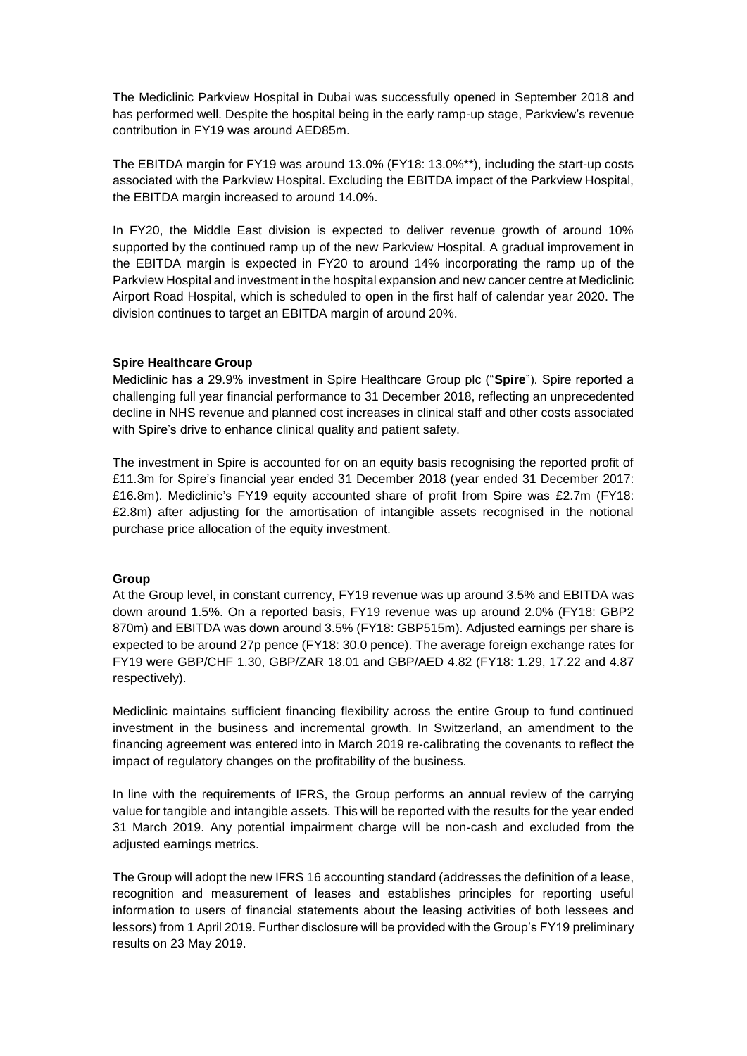The Mediclinic Parkview Hospital in Dubai was successfully opened in September 2018 and has performed well. Despite the hospital being in the early ramp-up stage, Parkview's revenue contribution in FY19 was around AED85m.

The EBITDA margin for FY19 was around 13.0% (FY18: 13.0%**), including the start-up costs associated with the Parkview Hospital. Excluding the EBITDA impact of the Parkview Hospital, the EBITDA margin increased to around 14.0%.

In FY20, the Middle East division is expected to deliver revenue growth of around 10% supported by the continued ramp up of the new Parkview Hospital. A gradual improvement in the EBITDA margin is expected in FY20 to around 14% incorporating the ramp up of the Parkview Hospital and investment in the hospital expansion and new cancer centre at Mediclinic Airport Road Hospital, which is scheduled to open in the first half of calendar year 2020. The division continues to target an EBITDA margin of around 20%.

**Spire Healthcare Group**

Mediclinic has a 29.9% investment in Spire Healthcare Group plc ("**Spire**"). Spire reported a challenging full year financial performance to 31 December 2018, reflecting an unprecedented decline in NHS revenue and planned cost increases in clinical staff and other costs associated with Spire's drive to enhance clinical quality and patient safety.

The investment in Spire is accounted for on an equity basis recognising the reported profit of £11.3m for Spire's financial year ended 31 December 2018 (year ended 31 December 2017: £16.8m). Mediclinic's FY19 equity accounted share of profit from Spire was £2.7m (FY18: £2.8m) after adjusting for the amortisation of intangible assets recognised in the notional purchase price allocation of the equity investment.

**Group**

At the Group level, in constant currency, FY19 revenue was up around 3.5% and EBITDA was down around 1.5%. On a reported basis, FY19 revenue was up around 2.0% (FY18: GBP2 870m) and EBITDA was down around 3.5% (FY18: GBP515m). Adjusted earnings per share is expected to be around 27p pence (FY18: 30.0 pence). The average foreign exchange rates for FY19 were GBP/CHF 1.30, GBP/ZAR 18.01 and GBP/AED 4.82 (FY18: 1.29, 17.22 and 4.87 respectively).

Mediclinic maintains sufficient financing flexibility across the entire Group to fund continued investment in the business and incremental growth. In Switzerland, an amendment to the financing agreement was entered into in March 2019 re-calibrating the covenants to reflect the impact of regulatory changes on the profitability of the business.

In line with the requirements of IFRS, the Group performs an annual review of the carrying value for tangible and intangible assets. This will be reported with the results for the year ended 31 March 2019. Any potential impairment charge will be non-cash and excluded from the adjusted earnings metrics.

The Group will adopt the new IFRS 16 accounting standard (addresses the definition of a lease, recognition and measurement of leases and establishes principles for reporting useful information to users of financial statements about the leasing activities of both lessees and lessors) from 1 April 2019. Further disclosure will be provided with the Group's FY19 preliminary results on 23 May 2019.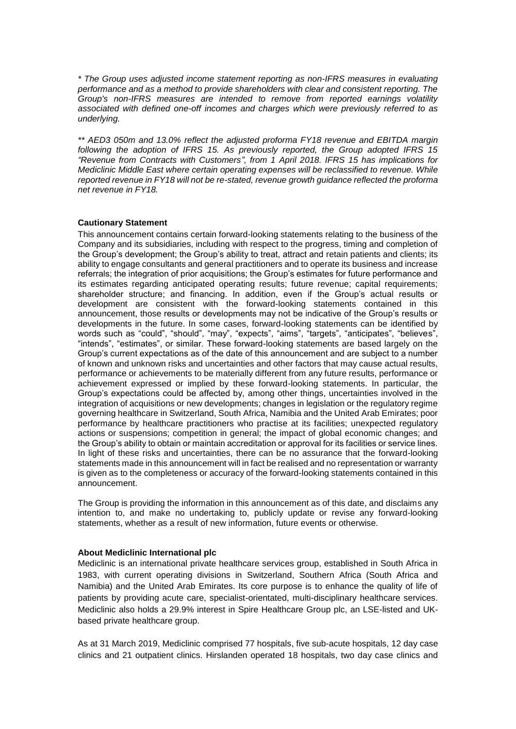*\* The Group uses adjusted income statement reporting as non-IFRS measures in evaluating performance and as a method to provide shareholders with clear and consistent reporting. The Group's non-IFRS measures are intended to remove from reported earnings volatility associated with defined one-off incomes and charges which were previously referred to as underlying.*

*\*\* AED3 050m and 13.0% reflect the adjusted proforma FY18 revenue and EBITDA margin following the adoption of IFRS 15. As previously reported, the Group adopted IFRS 15 "Revenue from Contracts with Customers", from 1 April 2018. IFRS 15 has implications for Mediclinic Middle East where certain operating expenses will be reclassified to revenue. While reported revenue in FY18 will not be re-stated, revenue growth guidance reflected the proforma net revenue in FY18.*

**Cautionary Statement**

This announcement contains certain forward-looking statements relating to the business of the Company and its subsidiaries, including with respect to the progress, timing and completion of the Group's development; the Group's ability to treat, attract and retain patients and clients; its ability to engage consultants and general practitioners and to operate its business and increase referrals; the integration of prior acquisitions; the Group's estimates for future performance and its estimates regarding anticipated operating results; future revenue; capital requirements; shareholder structure; and financing. In addition, even if the Group's actual results or development are consistent with the forward-looking statements contained in this announcement, those results or developments may not be indicative of the Group's results or developments in the future. In some cases, forward-looking statements can be identified by words such as "could", "should", "may", "expects", "aims", "targets", "anticipates", "believes", "intends", "estimates", or similar. These forward-looking statements are based largely on the Group's current expectations as of the date of this announcement and are subject to a number of known and unknown risks and uncertainties and other factors that may cause actual results, performance or achievements to be materially different from any future results, performance or achievement expressed or implied by these forward-looking statements. In particular, the Group's expectations could be affected by, among other things, uncertainties involved in the integration of acquisitions or new developments; changes in legislation or the regulatory regime governing healthcare in Switzerland, South Africa, Namibia and the United Arab Emirates; poor performance by healthcare practitioners who practise at its facilities; unexpected regulatory actions or suspensions; competition in general; the impact of global economic changes; and the Group's ability to obtain or maintain accreditation or approval for its facilities or service lines. In light of these risks and uncertainties, there can be no assurance that the forward-looking statements made in this announcement will in fact be realised and no representation or warranty is given as to the completeness or accuracy of the forward-looking statements contained in this announcement.

The Group is providing the information in this announcement as of this date, and disclaims any intention to, and make no undertaking to, publicly update or revise any forward-looking statements, whether as a result of new information, future events or otherwise.

**About Mediclinic International plc**

Mediclinic is an international private healthcare services group, established in South Africa in 1983, with current operating divisions in Switzerland, Southern Africa (South Africa and Namibia) and the United Arab Emirates. Its core purpose is to enhance the quality of life of patients by providing acute care, specialist-orientated, multi-disciplinary healthcare services. Mediclinic also holds a 29.9% interest in Spire Healthcare Group plc, an LSE-listed and UK-based private healthcare group.

As at 31 March 2019, Mediclinic comprised 77 hospitals, five sub-acute hospitals, 12 day case clinics and 21 outpatient clinics. Hirslanden operated 18 hospitals, two day case clinics and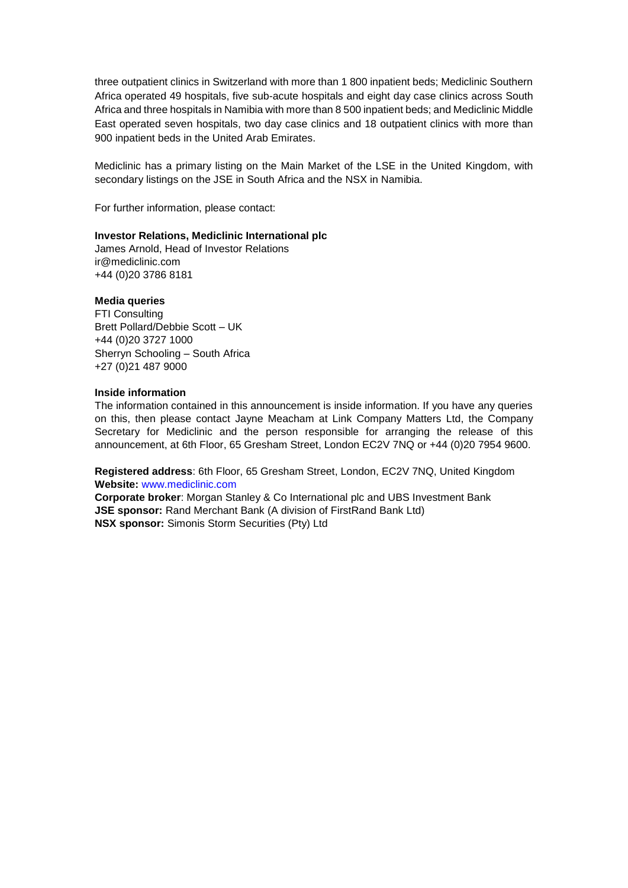three outpatient clinics in Switzerland with more than 1 800 inpatient beds; Mediclinic Southern Africa operated 49 hospitals, five sub-acute hospitals and eight day case clinics across South Africa and three hospitals in Namibia with more than 8 500 inpatient beds; and Mediclinic Middle East operated seven hospitals, two day case clinics and 18 outpatient clinics with more than 900 inpatient beds in the United Arab Emirates.

Mediclinic has a primary listing on the Main Market of the LSE in the United Kingdom, with secondary listings on the JSE in South Africa and the NSX in Namibia.

For further information, please contact:

**Investor Relations, Mediclinic International plc**
James Arnold, Head of Investor Relations
ir@mediclinic.com
+44 (0)20 3786 8181

**Media queries**
FTI Consulting
Brett Pollard/Debbie Scott – UK
+44 (0)20 3727 1000
Sherryn Schooling – South Africa
+27 (0)21 487 9000

**Inside information**
The information contained in this announcement is inside information. If you have any queries on this, then please contact Jayne Meacham at Link Company Matters Ltd, the Company Secretary for Mediclinic and the person responsible for arranging the release of this announcement, at 6th Floor, 65 Gresham Street, London EC2V 7NQ or +44 (0)20 7954 9600.

**Registered address**: 6th Floor, 65 Gresham Street, London, EC2V 7NQ, United Kingdom
**Website:** www.mediclinic.com
**Corporate broker**: Morgan Stanley & Co International plc and UBS Investment Bank
**JSE sponsor:** Rand Merchant Bank (A division of FirstRand Bank Ltd)
**NSX sponsor:** Simonis Storm Securities (Pty) Ltd